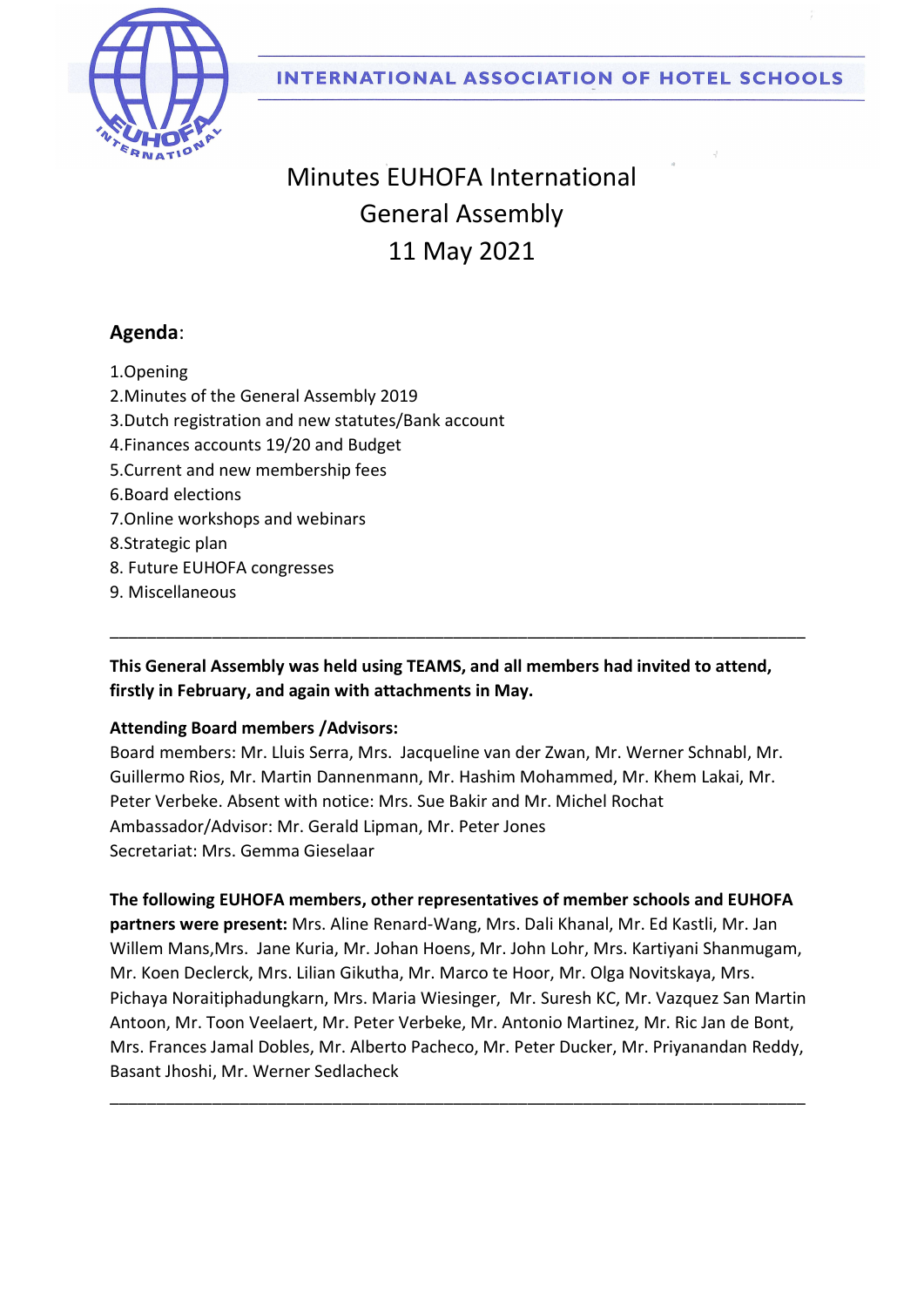INTERNATIONAL ASSOCIATION OF HOTEL SCHOOLS

# Minutes EUHOFA International General Assembly 11 May 2021

## Agenda:

1.Opening
2.Minutes of the General Assembly 2019
3.Dutch registration and new statutes/Bank account
4.Finances accounts 19/20 and Budget
5.Current and new membership fees
6.Board elections
7.Online workshops and webinars
8.Strategic plan
8. Future EUHOFA congresses
9. Miscellaneous

---

**This General Assembly was held using TEAMS, and all members had invited to attend, firstly in February, and again with attachments in May.**

**Attending Board members /Advisors:**
Board members: Mr. Lluis Serra, Mrs. Jacqueline van der Zwan, Mr. Werner Schnabl, Mr. Guillermo Rios, Mr. Martin Dannenmann, Mr. Hashim Mohammed, Mr. Khem Lakai, Mr. Peter Verbeke. Absent with notice: Mrs. Sue Bakir and Mr. Michel Rochat
Ambassador/Advisor: Mr. Gerald Lipman, Mr. Peter Jones
Secretariat: Mrs. Gemma Gieselaar

**The following EUHOFA members, other representatives of member schools and EUHOFA partners were present:** Mrs. Aline Renard-Wang, Mrs. Dali Khanal, Mr. Ed Kastli, Mr. Jan Willem Mans,Mrs. Jane Kuria, Mr. Johan Hoens, Mr. John Lohr, Mrs. Kartiyani Shanmugam, Mr. Koen Declerck, Mrs. Lilian Gikutha, Mr. Marco te Hoor, Mr. Olga Novitskaya, Mrs. Pichaya Noraitiphadungkarn, Mrs. Maria Wiesinger, Mr. Suresh KC, Mr. Vazquez San Martin Antoon, Mr. Toon Veelaert, Mr. Peter Verbeke, Mr. Antonio Martinez, Mr. Ric Jan de Bont, Mrs. Frances Jamal Dobles, Mr. Alberto Pacheco, Mr. Peter Ducker, Mr. Priyanandan Reddy, Basant Jhoshi, Mr. Werner Sedlacheck

---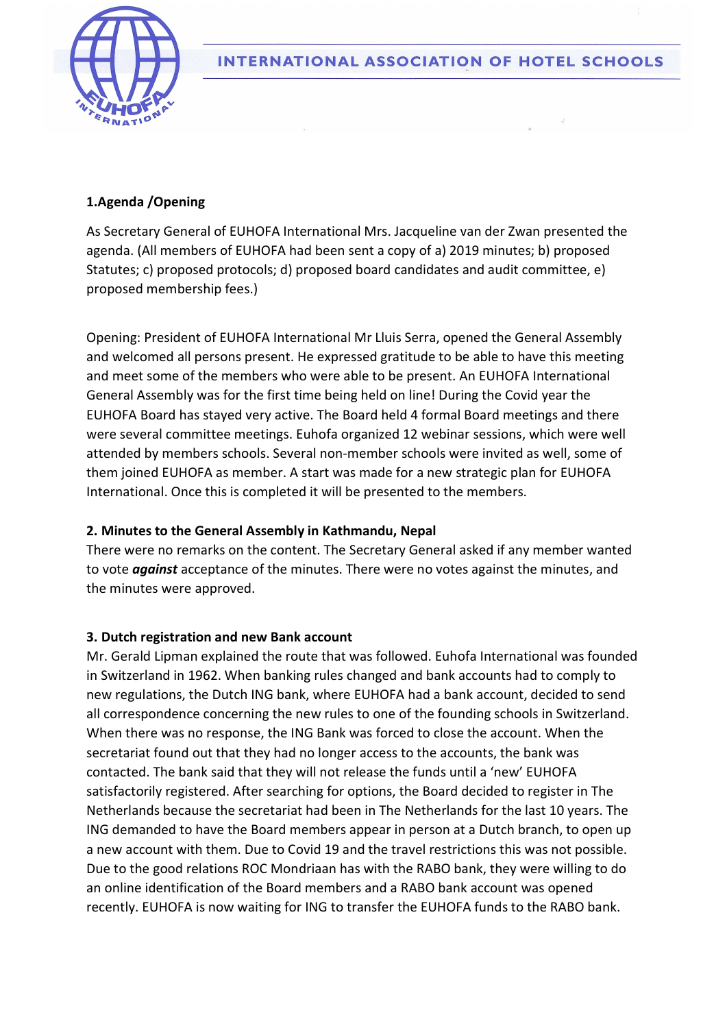## 1.Agenda /Opening

As Secretary General of EUHOFA International Mrs. Jacqueline van der Zwan presented the agenda. (All members of EUHOFA had been sent a copy of a) 2019 minutes; b) proposed Statutes; c) proposed protocols; d) proposed board candidates and audit committee, e) proposed membership fees.)

Opening: President of EUHOFA International Mr Lluis Serra, opened the General Assembly and welcomed all persons present. He expressed gratitude to be able to have this meeting and meet some of the members who were able to be present. An EUHOFA International General Assembly was for the first time being held on line! During the Covid year the EUHOFA Board has stayed very active. The Board held 4 formal Board meetings and there were several committee meetings. Euhofa organized 12 webinar sessions, which were well attended by members schools. Several non-member schools were invited as well, some of them joined EUHOFA as member. A start was made for a new strategic plan for EUHOFA International. Once this is completed it will be presented to the members.

## 2. Minutes to the General Assembly in Kathmandu, Nepal

There were no remarks on the content. The Secretary General asked if any member wanted to vote ***against*** acceptance of the minutes. There were no votes against the minutes, and the minutes were approved.

## 3. Dutch registration and new Bank account

Mr. Gerald Lipman explained the route that was followed. Euhofa International was founded in Switzerland in 1962. When banking rules changed and bank accounts had to comply to new regulations, the Dutch ING bank, where EUHOFA had a bank account, decided to send all correspondence concerning the new rules to one of the founding schools in Switzerland. When there was no response, the ING Bank was forced to close the account. When the secretariat found out that they had no longer access to the accounts, the bank was contacted. The bank said that they will not release the funds until a 'new' EUHOFA satisfactorily registered. After searching for options, the Board decided to register in The Netherlands because the secretariat had been in The Netherlands for the last 10 years. The ING demanded to have the Board members appear in person at a Dutch branch, to open up a new account with them. Due to Covid 19 and the travel restrictions this was not possible. Due to the good relations ROC Mondriaan has with the RABO bank, they were willing to do an online identification of the Board members and a RABO bank account was opened recently. EUHOFA is now waiting for ING to transfer the EUHOFA funds to the RABO bank.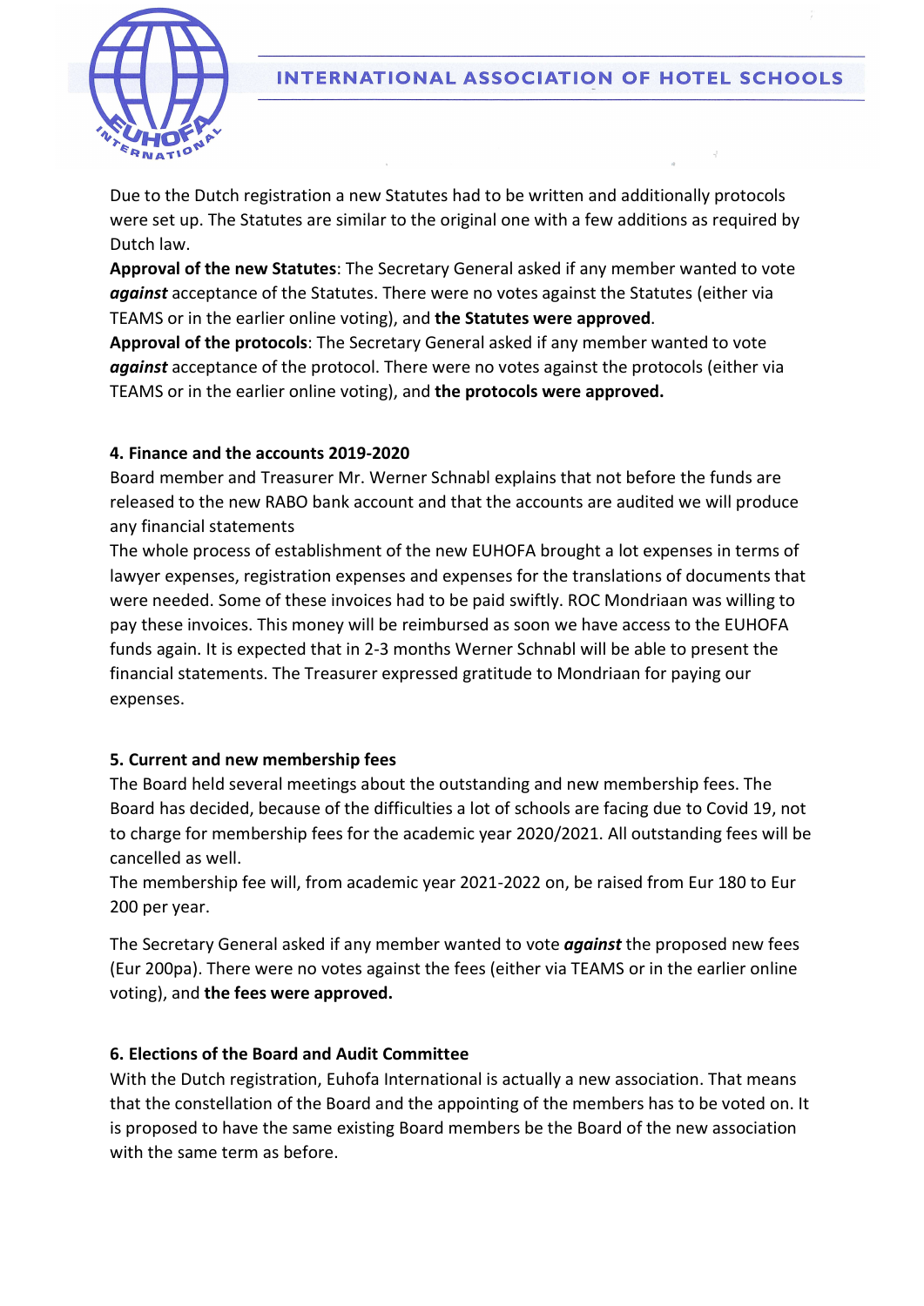Due to the Dutch registration a new Statutes had to be written and additionally protocols were set up. The Statutes are similar to the original one with a few additions as required by Dutch law.

**Approval of the new Statutes**: The Secretary General asked if any member wanted to vote ***against*** acceptance of the Statutes. There were no votes against the Statutes (either via TEAMS or in the earlier online voting), and **the Statutes were approved**.

**Approval of the protocols**: The Secretary General asked if any member wanted to vote ***against*** acceptance of the protocol. There were no votes against the protocols (either via TEAMS or in the earlier online voting), and **the protocols were approved.**

### 4. Finance and the accounts 2019-2020

Board member and Treasurer Mr. Werner Schnabl explains that not before the funds are released to the new RABO bank account and that the accounts are audited we will produce any financial statements

The whole process of establishment of the new EUHOFA brought a lot expenses in terms of lawyer expenses, registration expenses and expenses for the translations of documents that were needed. Some of these invoices had to be paid swiftly. ROC Mondriaan was willing to pay these invoices. This money will be reimbursed as soon we have access to the EUHOFA funds again. It is expected that in 2-3 months Werner Schnabl will be able to present the financial statements. The Treasurer expressed gratitude to Mondriaan for paying our expenses.

### 5. Current and new membership fees

The Board held several meetings about the outstanding and new membership fees. The Board has decided, because of the difficulties a lot of schools are facing due to Covid 19, not to charge for membership fees for the academic year 2020/2021. All outstanding fees will be cancelled as well.

The membership fee will, from academic year 2021-2022 on, be raised from Eur 180 to Eur 200 per year.

The Secretary General asked if any member wanted to vote ***against*** the proposed new fees (Eur 200pa). There were no votes against the fees (either via TEAMS or in the earlier online voting), and **the fees were approved.**

### 6. Elections of the Board and Audit Committee

With the Dutch registration, Euhofa International is actually a new association. That means that the constellation of the Board and the appointing of the members has to be voted on. It is proposed to have the same existing Board members be the Board of the new association with the same term as before.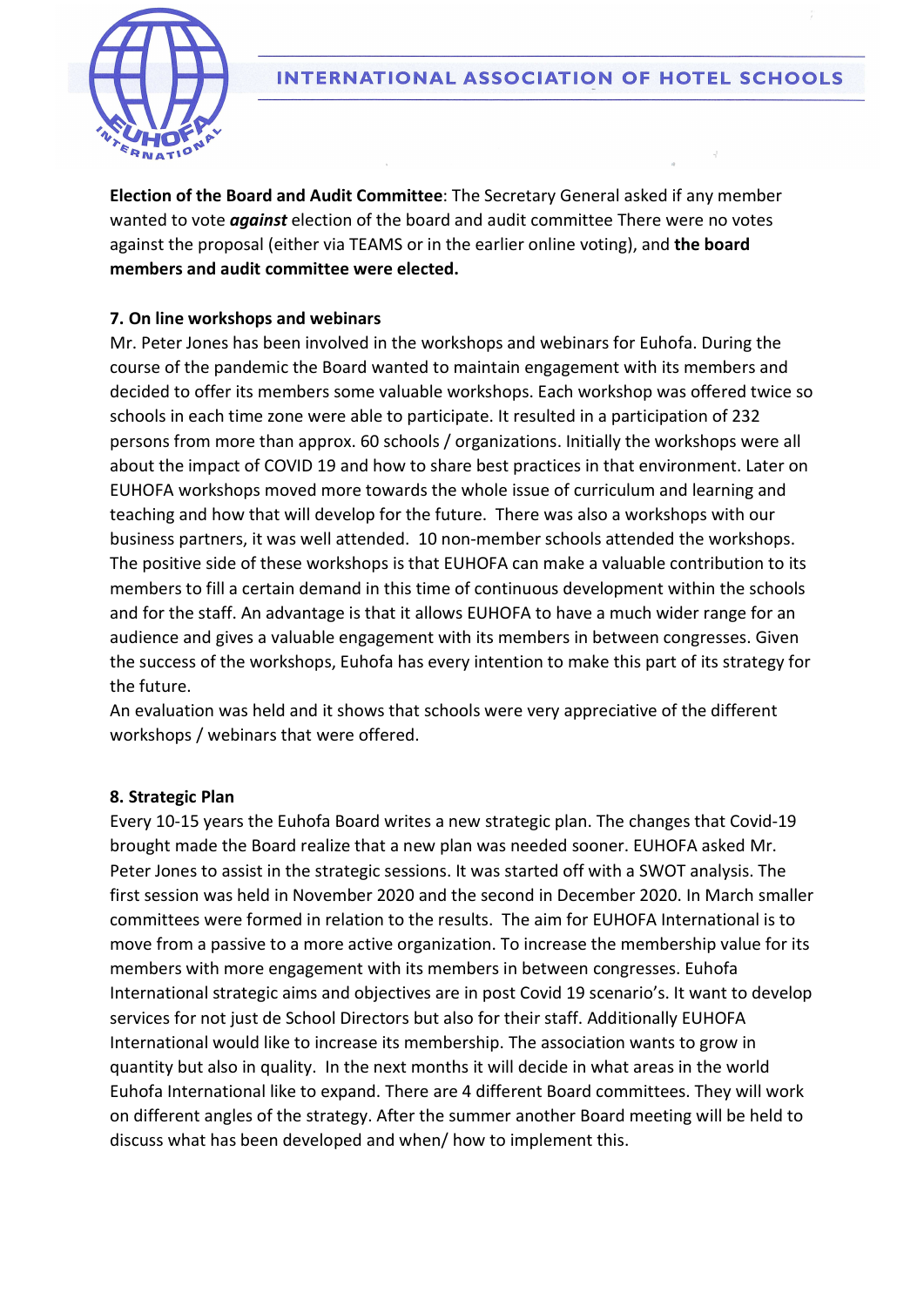**Election of the Board and Audit Committee**: The Secretary General asked if any member wanted to vote ***against*** election of the board and audit committee There were no votes against the proposal (either via TEAMS or in the earlier online voting), and **the board members and audit committee were elected.**

### 7. On line workshops and webinars

Mr. Peter Jones has been involved in the workshops and webinars for Euhofa. During the course of the pandemic the Board wanted to maintain engagement with its members and decided to offer its members some valuable workshops. Each workshop was offered twice so schools in each time zone were able to participate. It resulted in a participation of 232 persons from more than approx. 60 schools / organizations. Initially the workshops were all about the impact of COVID 19 and how to share best practices in that environment. Later on EUHOFA workshops moved more towards the whole issue of curriculum and learning and teaching and how that will develop for the future. There was also a workshops with our business partners, it was well attended. 10 non-member schools attended the workshops. The positive side of these workshops is that EUHOFA can make a valuable contribution to its members to fill a certain demand in this time of continuous development within the schools and for the staff. An advantage is that it allows EUHOFA to have a much wider range for an audience and gives a valuable engagement with its members in between congresses. Given the success of the workshops, Euhofa has every intention to make this part of its strategy for the future.

An evaluation was held and it shows that schools were very appreciative of the different workshops / webinars that were offered.

### 8. Strategic Plan

Every 10-15 years the Euhofa Board writes a new strategic plan. The changes that Covid-19 brought made the Board realize that a new plan was needed sooner. EUHOFA asked Mr. Peter Jones to assist in the strategic sessions. It was started off with a SWOT analysis. The first session was held in November 2020 and the second in December 2020. In March smaller committees were formed in relation to the results. The aim for EUHOFA International is to move from a passive to a more active organization. To increase the membership value for its members with more engagement with its members in between congresses. Euhofa International strategic aims and objectives are in post Covid 19 scenario's. It want to develop services for not just de School Directors but also for their staff. Additionally EUHOFA International would like to increase its membership. The association wants to grow in quantity but also in quality. In the next months it will decide in what areas in the world Euhofa International like to expand. There are 4 different Board committees. They will work on different angles of the strategy. After the summer another Board meeting will be held to discuss what has been developed and when/ how to implement this.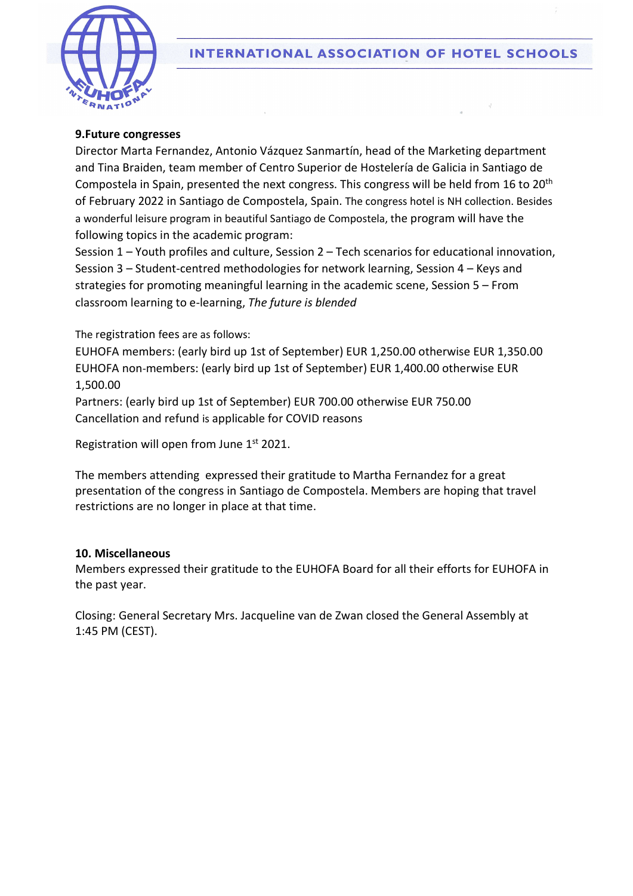**9.Future congresses**

Director Marta Fernandez, Antonio Vázquez Sanmartín, head of the Marketing department and Tina Braiden, team member of Centro Superior de Hostelería de Galicia in Santiago de Compostela in Spain, presented the next congress. This congress will be held from 16 to 20th of February 2022 in Santiago de Compostela, Spain. The congress hotel is NH collection. Besides a wonderful leisure program in beautiful Santiago de Compostela, the program will have the following topics in the academic program:

Session 1 – Youth profiles and culture, Session 2 – Tech scenarios for educational innovation, Session 3 – Student-centred methodologies for network learning, Session 4 – Keys and strategies for promoting meaningful learning in the academic scene, Session 5 – From classroom learning to e-learning, *The future is blended*

The registration fees are as follows:

EUHOFA members: (early bird up 1st of September) EUR 1,250.00 otherwise EUR 1,350.00

EUHOFA non-members: (early bird up 1st of September) EUR 1,400.00 otherwise EUR 1,500.00

Partners: (early bird up 1st of September) EUR 700.00 otherwise EUR 750.00

Cancellation and refund is applicable for COVID reasons

Registration will open from June 1st 2021.

The members attending expressed their gratitude to Martha Fernandez for a great presentation of the congress in Santiago de Compostela. Members are hoping that travel restrictions are no longer in place at that time.

**10. Miscellaneous**

Members expressed their gratitude to the EUHOFA Board for all their efforts for EUHOFA in the past year.

Closing: General Secretary Mrs. Jacqueline van de Zwan closed the General Assembly at 1:45 PM (CEST).